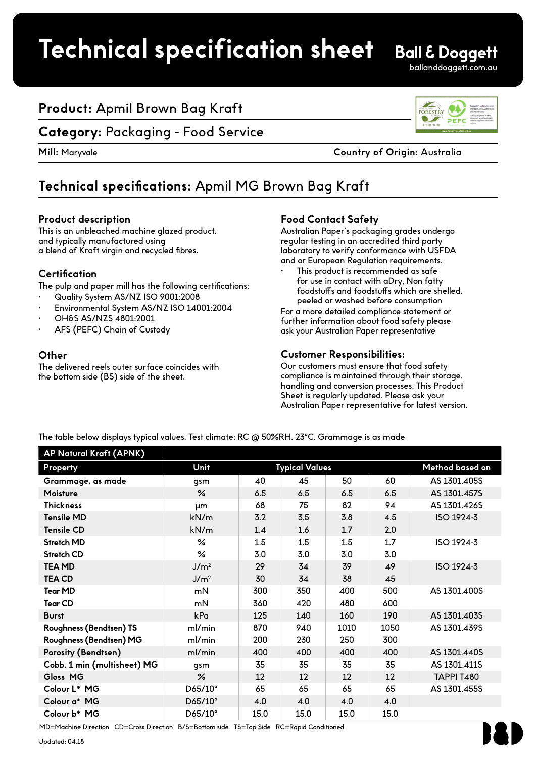# Technical specification sheet

**Ball & Doggett**
balldoggett.com.au

## **Product:** Apmil Brown Bag Kraft

## **Category:** Packaging - Food Service

**Mill:** Maryvale | **Country of Origin:** Australia

## **Technical specifications:** Apmil MG Brown Bag Kraft

### Product description

This is an unbleached machine glazed product, and typically manufactured using a blend of Kraft virgin and recycled fibres.

### Certification

The pulp and paper mill has the following certifications:

- Quality System AS/NZ ISO 9001:2008
- Environmental System AS/NZ ISO 14001:2004
- OH&S AS/NZS 4801:2001
- AFS (PEFC) Chain of Custody

### Other

The delivered reels outer surface coincides with the bottom side (BS) side of the sheet.

### Food Contact Safety

Australian Paper's packaging grades undergo regular testing in an accredited third party laboratory to verify conformance with USFDA and or European Regulation requirements.

- This product is recommended as safe for use in contact with aDry, Non fatty foodstuffs and foodstuffs which are shelled, peeled or washed before consumption

For a more detailed compliance statement or further information about food safety please ask your Australian Paper representative

### Customer Responsibilities:

Our customers must ensure that food safety compliance is maintained through their storage, handling and conversion processes. This Product Sheet is regularly updated. Please ask your Australian Paper representative for latest version.

The table below displays typical values. Test climate: RC @ 50%RH, 23°C. Grammage is as made

| AP Natural Kraft (APNK) | | | | | | |
|---|---|---|---|---|---|---|
| **Property** | **Unit** | **Typical Values** | | | | **Method based on** |
| Grammage, as made | gsm | 40 | 45 | 50 | 60 | AS 1301.405S |
| Moisture | % | 6.5 | 6.5 | 6.5 | 6.5 | AS 1301.457S |
| Thickness | µm | 68 | 75 | 82 | 94 | AS 1301.426S |
| Tensile MD | kN/m | 3.2 | 3.5 | 3.8 | 4.5 | ISO 1924-3 |
| Tensile CD | kN/m | 1.4 | 1.6 | 1.7 | 2.0 | |
| Stretch MD | % | 1.5 | 1.5 | 1.5 | 1.7 | ISO 1924-3 |
| Stretch CD | % | 3.0 | 3.0 | 3.0 | 3.0 | |
| TEA MD | $J/m^2$ | 29 | 34 | 39 | 49 | ISO 1924-3 |
| TEA CD | $J/m^2$ | 30 | 34 | 38 | 45 | |
| Tear MD | mN | 300 | 350 | 400 | 500 | AS 1301.400S |
| Tear CD | mN | 360 | 420 | 480 | 600 | |
| Burst | kPa | 125 | 140 | 160 | 190 | AS 1301.403S |
| Roughness (Bendtsen) TS | ml/min | 870 | 940 | 1010 | 1050 | AS 1301.439S |
| Roughness (Bendtsen) MG | ml/min | 200 | 230 | 250 | 300 | |
| Porosity (Bendtsen) | ml/min | 400 | 400 | 400 | 400 | AS 1301.440S |
| Cobb, 1 min (multisheet) MG | gsm | 35 | 35 | 35 | 35 | AS 1301.411S |
| Gloss MG | % | 12 | 12 | 12 | 12 | TAPPI T480 |
| Colour L* MG | D65/10° | 65 | 65 | 65 | 65 | AS 1301.455S |
| Colour a* MG | D65/10° | 4.0 | 4.0 | 4.0 | 4.0 | |
| Colour b* MG | D65/10° | 15.0 | 15.0 | 15.0 | 15.0 | |

MD=Machine Direction CD=Cross Direction B/S=Bottom side TS=Top Side RC=Rapid Conditioned

Updated: 04.18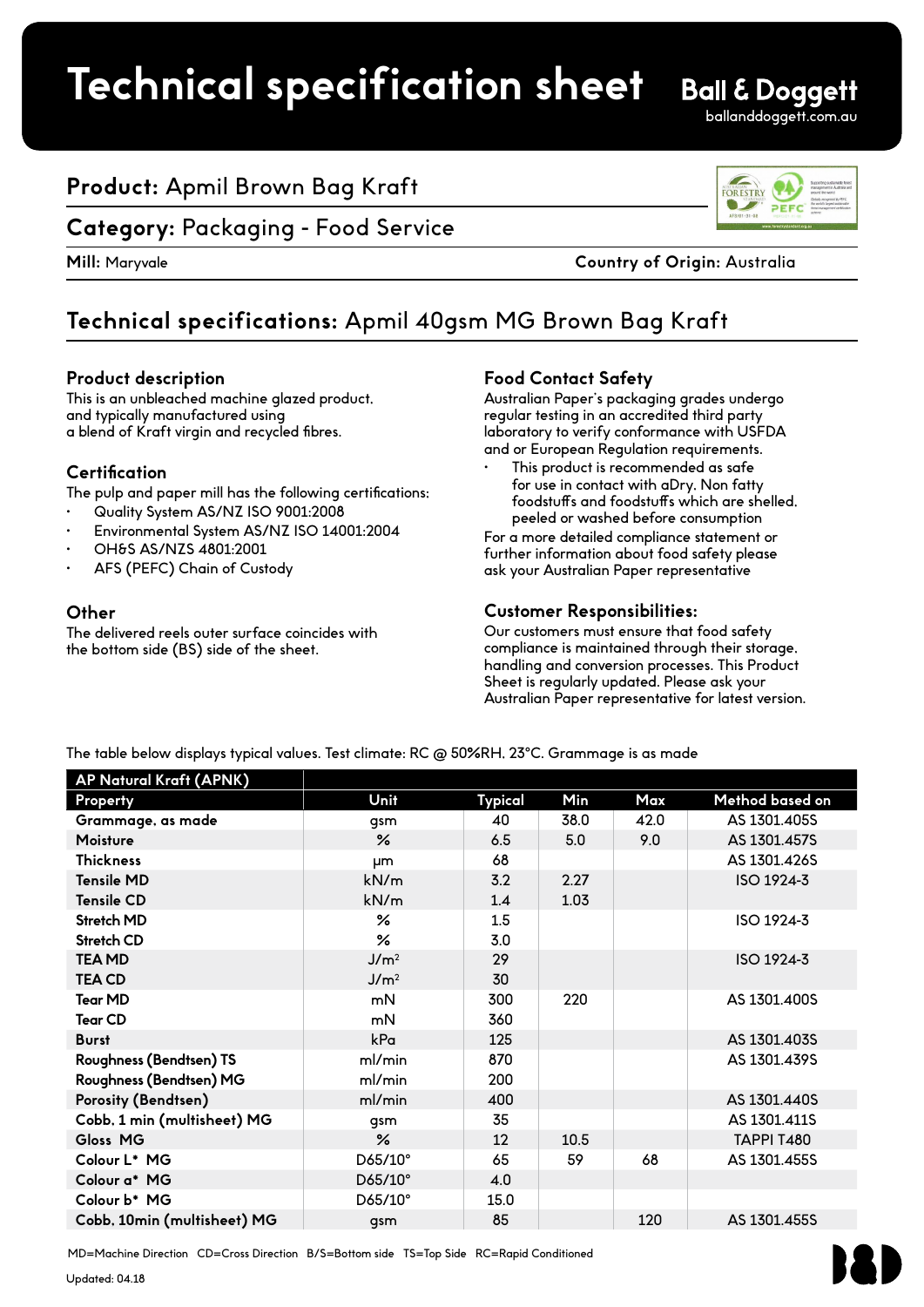# Technical specification sheet

Ball & Doggett
balldoggett.com.au

**Product:** Apmil Brown Bag Kraft

**Category:** Packaging - Food Service

**Mill:** Maryvale

**Country of Origin:** Australia

## Technical specifications: Apmil 40gsm MG Brown Bag Kraft

### Product description

This is an unbleached machine glazed product, and typically manufactured using a blend of Kraft virgin and recycled fibres.

### Certification

The pulp and paper mill has the following certifications:

- Quality System AS/NZ ISO 9001:2008
- Environmental System AS/NZ ISO 14001:2004
- OH&S AS/NZS 4801:2001
- AFS (PEFC) Chain of Custody

### Other

The delivered reels outer surface coincides with the bottom side (BS) side of the sheet.

### Food Contact Safety

Australian Paper's packaging grades undergo regular testing in an accredited third party laboratory to verify conformance with USFDA and or European Regulation requirements.

- This product is recommended as safe for use in contact with aDry, Non fatty foodstuffs and foodstuffs which are shelled, peeled or washed before consumption

For a more detailed compliance statement or further information about food safety please ask your Australian Paper representative

### Customer Responsibilities:

Our customers must ensure that food safety compliance is maintained through their storage, handling and conversion processes. This Product Sheet is regularly updated. Please ask your Australian Paper representative for latest version.

The table below displays typical values. Test climate: RC @ 50%RH, 23°C. Grammage is as made

| AP Natural Kraft (APNK) | | | | | |
|---|---|---|---|---|---|
| **Property** | **Unit** | **Typical** | **Min** | **Max** | **Method based on** |
| Grammage, as made | gsm | 40 | 38.0 | 42.0 | AS 1301.405S |
| Moisture | % | 6.5 | 5.0 | 9.0 | AS 1301.457S |
| Thickness | µm | 68 | | | AS 1301.426S |
| Tensile MD | kN/m | 3.2 | 2.27 | | ISO 1924-3 |
| Tensile CD | kN/m | 1.4 | 1.03 | | |
| Stretch MD | % | 1.5 | | | ISO 1924-3 |
| Stretch CD | % | 3.0 | | | |
| TEA MD | J/m² | 29 | | | ISO 1924-3 |
| TEA CD | J/m² | 30 | | | |
| Tear MD | mN | 300 | 220 | | AS 1301.400S |
| Tear CD | mN | 360 | | | |
| Burst | kPa | 125 | | | AS 1301.403S |
| Roughness (Bendtsen) TS | ml/min | 870 | | | AS 1301.439S |
| Roughness (Bendtsen) MG | ml/min | 200 | | | |
| Porosity (Bendtsen) | ml/min | 400 | | | AS 1301.440S |
| Cobb, 1 min (multisheet) MG | gsm | 35 | | | AS 1301.411S |
| Gloss MG | % | 12 | 10.5 | | TAPPI T480 |
| Colour L* MG | D65/10° | 65 | 59 | 68 | AS 1301.455S |
| Colour a* MG | D65/10° | 4.0 | | | |
| Colour b* MG | D65/10° | 15.0 | | | |
| Cobb, 10min (multisheet) MG | gsm | 85 | | 120 | AS 1301.455S |

MD=Machine Direction CD=Cross Direction B/S=Bottom side TS=Top Side RC=Rapid Conditioned

Updated: 04.18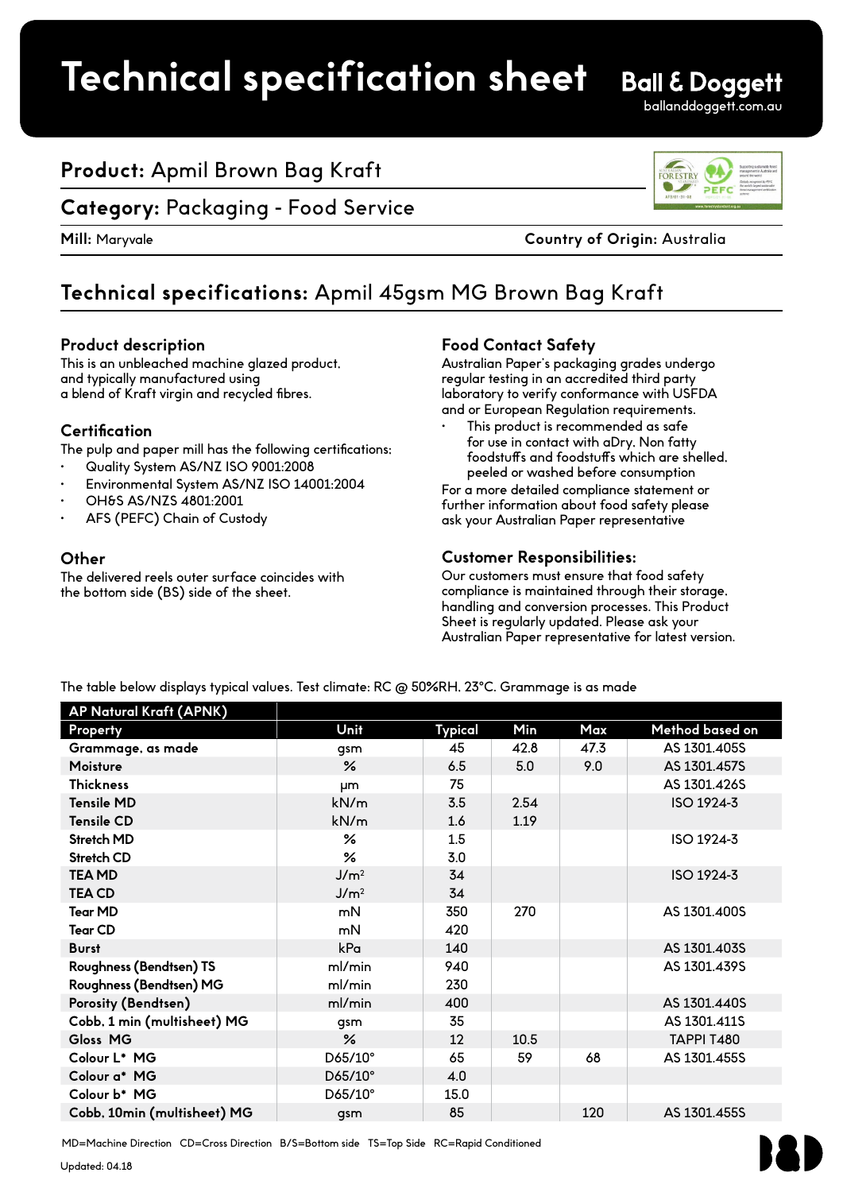# Technical specification sheet

Ball & Doggett
balldoggett.com.au

## Product: Apmil Brown Bag Kraft

## Category: Packaging - Food Service

**Mill:** Maryvale

**Country of Origin:** Australia

## Technical specifications: Apmil 45gsm MG Brown Bag Kraft

### Product description

This is an unbleached machine glazed product, and typically manufactured using a blend of Kraft virgin and recycled fibres.

### Certification

The pulp and paper mill has the following certifications:

- Quality System AS/NZ ISO 9001:2008
- Environmental System AS/NZ ISO 14001:2004
- OH&S AS/NZS 4801:2001
- AFS (PEFC) Chain of Custody

### Other

The delivered reels outer surface coincides with the bottom side (BS) side of the sheet.

### Food Contact Safety

Australian Paper's packaging grades undergo regular testing in an accredited third party laboratory to verify conformance with USFDA and or European Regulation requirements.

- This product is recommended as safe for use in contact with aDry, Non fatty foodstuffs and foodstuffs which are shelled, peeled or washed before consumption

For a more detailed compliance statement or further information about food safety please ask your Australian Paper representative

### Customer Responsibilities:

Our customers must ensure that food safety compliance is maintained through their storage, handling and conversion processes. This Product Sheet is regularly updated. Please ask your Australian Paper representative for latest version.

The table below displays typical values. Test climate: RC @ 50%RH, 23°C. Grammage is as made

| AP Natural Kraft (APNK) | | | | | |
|---|---|---|---|---|---|
| **Property** | **Unit** | **Typical** | **Min** | **Max** | **Method based on** |
| **Grammage, as made** | gsm | 45 | 42.8 | 47.3 | AS 1301.405S |
| **Moisture** | % | 6.5 | 5.0 | 9.0 | AS 1301.457S |
| **Thickness** | µm | 75 | | | AS 1301.426S |
| **Tensile MD** | kN/m | 3.5 | 2.54 | | ISO 1924-3 |
| **Tensile CD** | kN/m | 1.6 | 1.19 | | |
| **Stretch MD** | % | 1.5 | | | ISO 1924-3 |
| **Stretch CD** | % | 3.0 | | | |
| **TEA MD** | J/m² | 34 | | | ISO 1924-3 |
| **TEA CD** | J/m² | 34 | | | |
| **Tear MD** | mN | 350 | 270 | | AS 1301.400S |
| **Tear CD** | mN | 420 | | | |
| **Burst** | kPa | 140 | | | AS 1301.403S |
| **Roughness (Bendtsen) TS** | ml/min | 940 | | | AS 1301.439S |
| **Roughness (Bendtsen) MG** | ml/min | 230 | | | |
| **Porosity (Bendtsen)** | ml/min | 400 | | | AS 1301.440S |
| **Cobb, 1 min (multisheet) MG** | gsm | 35 | | | AS 1301.411S |
| **Gloss MG** | % | 12 | 10.5 | | TAPPI T480 |
| **Colour L* MG** | D65/10° | 65 | 59 | 68 | AS 1301.455S |
| **Colour a* MG** | D65/10° | 4.0 | | | |
| **Colour b* MG** | D65/10° | 15.0 | | | |
| **Cobb, 10min (multisheet) MG** | gsm | 85 | | 120 | AS 1301.455S |

MD=Machine Direction CD=Cross Direction B/S=Bottom side TS=Top Side RC=Rapid Conditioned

Updated: 04.18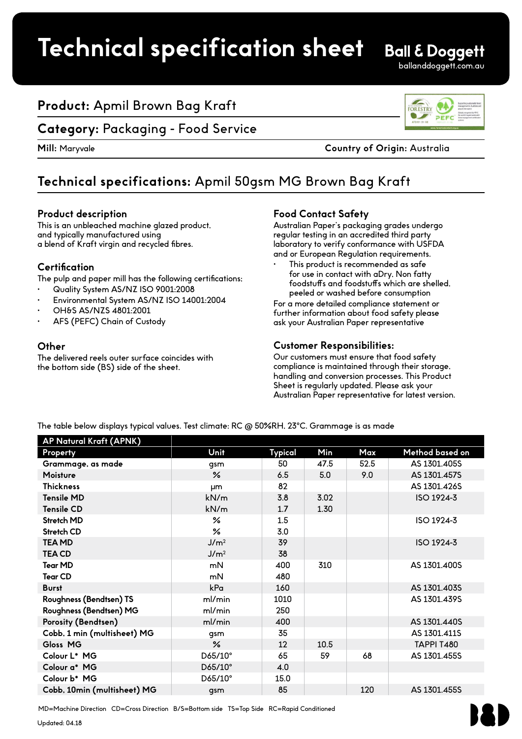# Technical specification sheet

Ball & Doggett
balanddoggett.com.au

## Product: Apmil Brown Bag Kraft

## Category: Packaging - Food Service

**Mill:** Maryvale  **Country of Origin:** Australia

## Technical specifications: Apmil 50gsm MG Brown Bag Kraft

### Product description

This is an unbleached machine glazed product, and typically manufactured using a blend of Kraft virgin and recycled fibres.

### Certification

The pulp and paper mill has the following certifications:

- Quality System AS/NZ ISO 9001:2008
- Environmental System AS/NZ ISO 14001:2004
- OH&S AS/NZS 4801:2001
- AFS (PEFC) Chain of Custody

### Other

The delivered reels outer surface coincides with the bottom side (BS) side of the sheet.

### Food Contact Safety

Australian Paper's packaging grades undergo regular testing in an accredited third party laboratory to verify conformance with USFDA and or European Regulation requirements.

- This product is recommended as safe for use in contact with aDry, Non fatty foodstuffs and foodstuffs which are shelled, peeled or washed before consumption

For a more detailed compliance statement or further information about food safety please ask your Australian Paper representative

### Customer Responsibilities:

Our customers must ensure that food safety compliance is maintained through their storage, handling and conversion processes. This Product Sheet is regularly updated. Please ask your Australian Paper representative for latest version.

The table below displays typical values. Test climate: RC @ 50%RH, 23°C. Grammage is as made

| AP Natural Kraft (APNK) | | | | | |
|---|---|---|---|---|---|
| **Property** | **Unit** | **Typical** | **Min** | **Max** | **Method based on** |
| Grammage, as made | gsm | 50 | 47.5 | 52.5 | AS 1301.405S |
| Moisture | % | 6.5 | 5.0 | 9.0 | AS 1301.457S |
| Thickness | μm | 82 | | | AS 1301.426S |
| Tensile MD | kN/m | 3.8 | 3.02 | | ISO 1924-3 |
| Tensile CD | kN/m | 1.7 | 1.30 | | |
| Stretch MD | % | 1.5 | | | ISO 1924-3 |
| Stretch CD | % | 3.0 | | | |
| TEA MD | $J/m^2$ | 39 | | | ISO 1924-3 |
| TEA CD | $J/m^2$ | 38 | | | |
| Tear MD | mN | 400 | 310 | | AS 1301.400S |
| Tear CD | mN | 480 | | | |
| Burst | kPa | 160 | | | AS 1301.403S |
| Roughness (Bendtsen) TS | ml/min | 1010 | | | AS 1301.439S |
| Roughness (Bendtsen) MG | ml/min | 250 | | | |
| Porosity (Bendtsen) | ml/min | 400 | | | AS 1301.440S |
| Cobb, 1 min (multisheet) MG | gsm | 35 | | | AS 1301.411S |
| Gloss MG | % | 12 | 10.5 | | TAPPI T480 |
| Colour L* MG | D65/10° | 65 | 59 | 68 | AS 1301.455S |
| Colour a* MG | D65/10° | 4.0 | | | |
| Colour b* MG | D65/10° | 15.0 | | | |
| Cobb, 10min (multisheet) MG | gsm | 85 | | 120 | AS 1301.455S |

MD=Machine Direction CD=Cross Direction B/S=Bottom side TS=Top Side RC=Rapid Conditioned

Updated: 04.18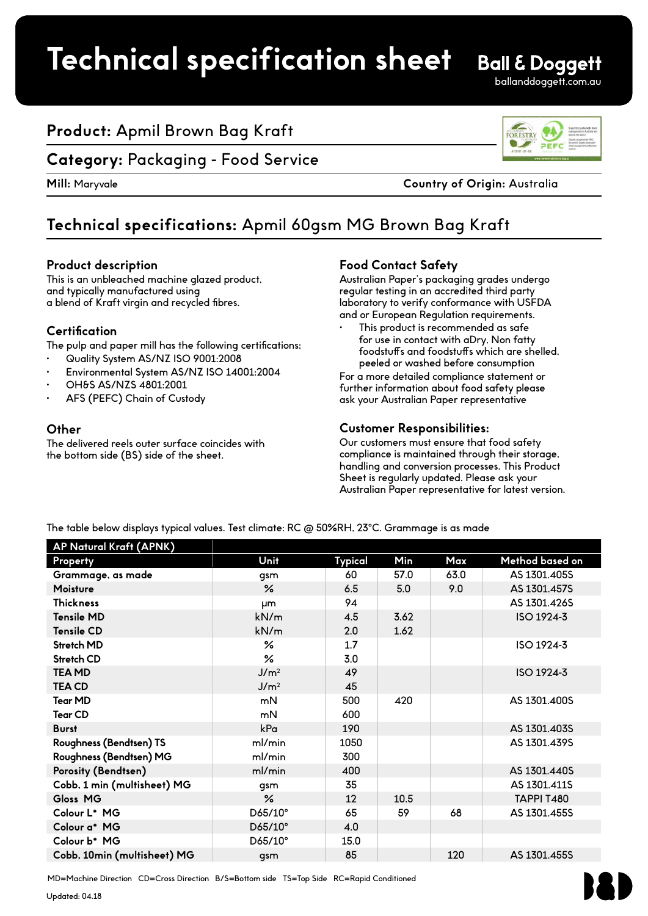# Technical specification sheet

Ball & Doggett
balldoggett.com.au

## Product: Apmil Brown Bag Kraft

## Category: Packaging - Food Service

**Mill:** Maryvale

**Country of Origin:** Australia

## Technical specifications: Apmil 60gsm MG Brown Bag Kraft

### Product description

This is an unbleached machine glazed product, and typically manufactured using a blend of Kraft virgin and recycled fibres.

### Certification

The pulp and paper mill has the following certifications:

- Quality System AS/NZ ISO 9001:2008
- Environmental System AS/NZ ISO 14001:2004
- OH&S AS/NZS 4801:2001
- AFS (PEFC) Chain of Custody

### Other

The delivered reels outer surface coincides with the bottom side (BS) side of the sheet.

### Food Contact Safety

Australian Paper's packaging grades undergo regular testing in an accredited third party laboratory to verify conformance with USFDA and or European Regulation requirements.

- This product is recommended as safe for use in contact with aDry, Non fatty foodstuffs and foodstuffs which are shelled, peeled or washed before consumption

For a more detailed compliance statement or further information about food safety please ask your Australian Paper representative

### Customer Responsibilities:

Our customers must ensure that food safety compliance is maintained through their storage, handling and conversion processes. This Product Sheet is regularly updated. Please ask your Australian Paper representative for latest version.

The table below displays typical values. Test climate: RC @ 50%RH, 23°C. Grammage is as made

| AP Natural Kraft (APNK) | | | | | |
|---|---|---|---|---|---|
| **Property** | **Unit** | **Typical** | **Min** | **Max** | **Method based on** |
| **Grammage, as made** | gsm | 60 | 57.0 | 63.0 | AS 1301.405S |
| **Moisture** | % | 6.5 | 5.0 | 9.0 | AS 1301.457S |
| **Thickness** | µm | 94 | | | AS 1301.426S |
| **Tensile MD** | kN/m | 4.5 | 3.62 | | ISO 1924-3 |
| **Tensile CD** | kN/m | 2.0 | 1.62 | | |
| **Stretch MD** | % | 1.7 | | | ISO 1924-3 |
| **Stretch CD** | % | 3.0 | | | |
| **TEA MD** | $J/m^2$ | 49 | | | ISO 1924-3 |
| **TEA CD** | $J/m^2$ | 45 | | | |
| **Tear MD** | mN | 500 | 420 | | AS 1301.400S |
| **Tear CD** | mN | 600 | | | |
| **Burst** | kPa | 190 | | | AS 1301.403S |
| **Roughness (Bendtsen) TS** | ml/min | 1050 | | | AS 1301.439S |
| **Roughness (Bendtsen) MG** | ml/min | 300 | | | |
| **Porosity (Bendtsen)** | ml/min | 400 | | | AS 1301.440S |
| **Cobb, 1 min (multisheet) MG** | gsm | 35 | | | AS 1301.411S |
| **Gloss MG** | % | 12 | 10.5 | | TAPPI T480 |
| **Colour L* MG** | D65/10° | 65 | 59 | 68 | AS 1301.455S |
| **Colour a* MG** | D65/10° | 4.0 | | | |
| **Colour b* MG** | D65/10° | 15.0 | | | |
| **Cobb, 10min (multisheet) MG** | gsm | 85 | | 120 | AS 1301.455S |

MD=Machine Direction CD=Cross Direction B/S=Bottom side TS=Top Side RC=Rapid Conditioned

Updated: 04.18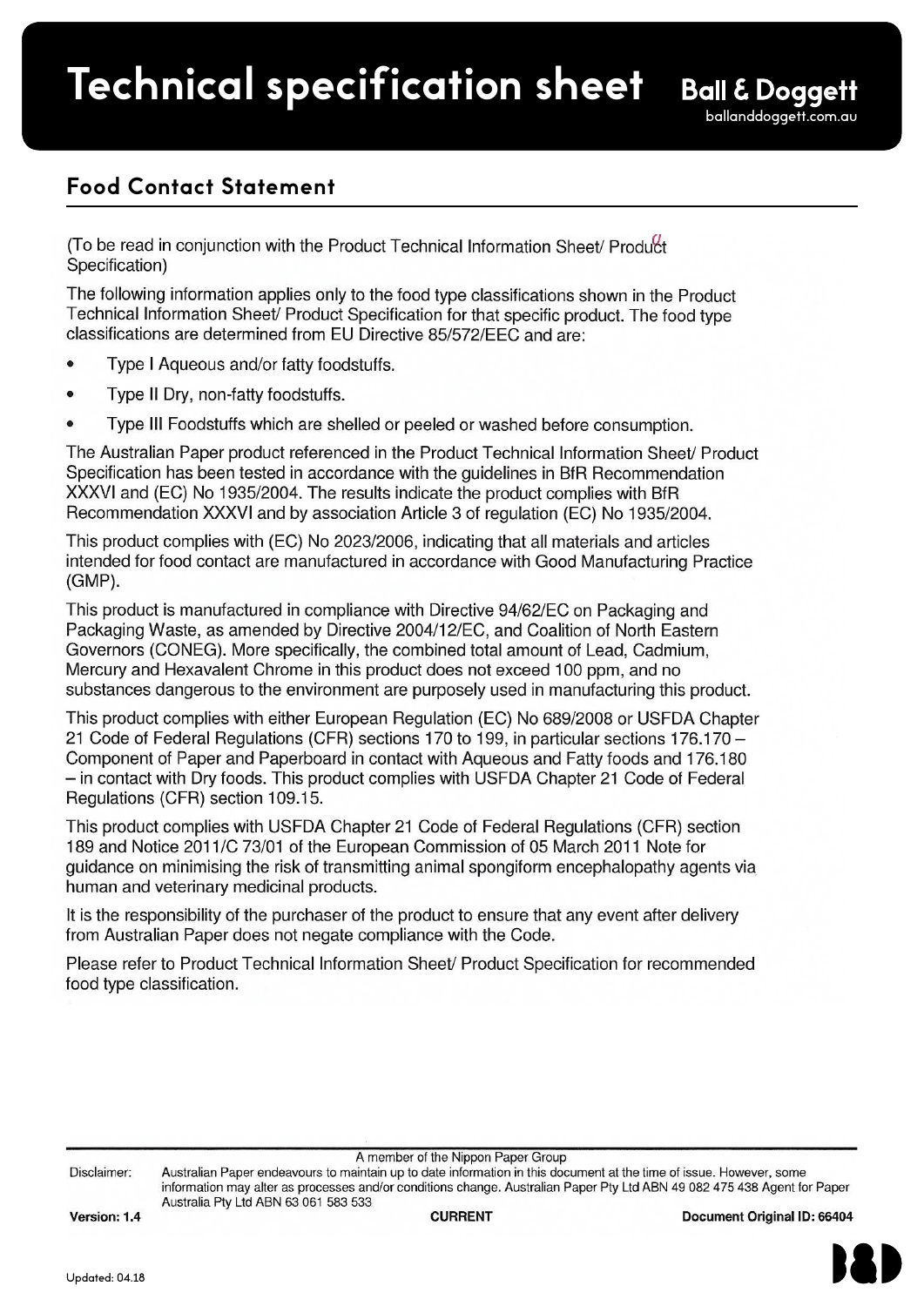# Technical specification sheet

Ball & Doggett
balland doggett.com.au

## Food Contact Statement

(To be read in conjunction with the Product Technical Information Sheet/ Product Specification)

The following information applies only to the food type classifications shown in the Product Technical Information Sheet/ Product Specification for that specific product. The food type classifications are determined from EU Directive 85/572/EEC and are:

- Type I Aqueous and/or fatty foodstuffs.
- Type II Dry, non-fatty foodstuffs.
- Type III Foodstuffs which are shelled or peeled or washed before consumption.

The Australian Paper product referenced in the Product Technical Information Sheet/ Product Specification has been tested in accordance with the guidelines in BfR Recommendation XXXVI and (EC) No 1935/2004. The results indicate the product complies with BfR Recommendation XXXVI and by association Article 3 of regulation (EC) No 1935/2004.

This product complies with (EC) No 2023/2006, indicating that all materials and articles intended for food contact are manufactured in accordance with Good Manufacturing Practice (GMP).

This product is manufactured in compliance with Directive 94/62/EC on Packaging and Packaging Waste, as amended by Directive 2004/12/EC, and Coalition of North Eastern Governors (CONEG). More specifically, the combined total amount of Lead, Cadmium, Mercury and Hexavalent Chrome in this product does not exceed 100 ppm, and no substances dangerous to the environment are purposely used in manufacturing this product.

This product complies with either European Regulation (EC) No 689/2008 or USFDA Chapter 21 Code of Federal Regulations (CFR) sections 170 to 199, in particular sections 176.170 – Component of Paper and Paperboard in contact with Aqueous and Fatty foods and 176.180 – in contact with Dry foods. This product complies with USFDA Chapter 21 Code of Federal Regulations (CFR) section 109.15.

This product complies with USFDA Chapter 21 Code of Federal Regulations (CFR) section 189 and Notice 2011/C 73/01 of the European Commission of 05 March 2011 Note for guidance on minimising the risk of transmitting animal spongiform encephalopathy agents via human and veterinary medicinal products.

It is the responsibility of the purchaser of the product to ensure that any event after delivery from Australian Paper does not negate compliance with the Code.

Please refer to Product Technical Information Sheet/ Product Specification for recommended food type classification.

A member of the Nippon Paper Group

Disclaimer: Australian Paper endeavours to maintain up to date information in this document at the time of issue. However, some information may alter as processes and/or conditions change. Australian Paper Pty Ltd ABN 49 082 475 438 Agent for Paper Australia Pty Ltd ABN 63 061 583 533

**Version: 1.4** **CURRENT** **Document Original ID: 66404**

Updated: 04.18